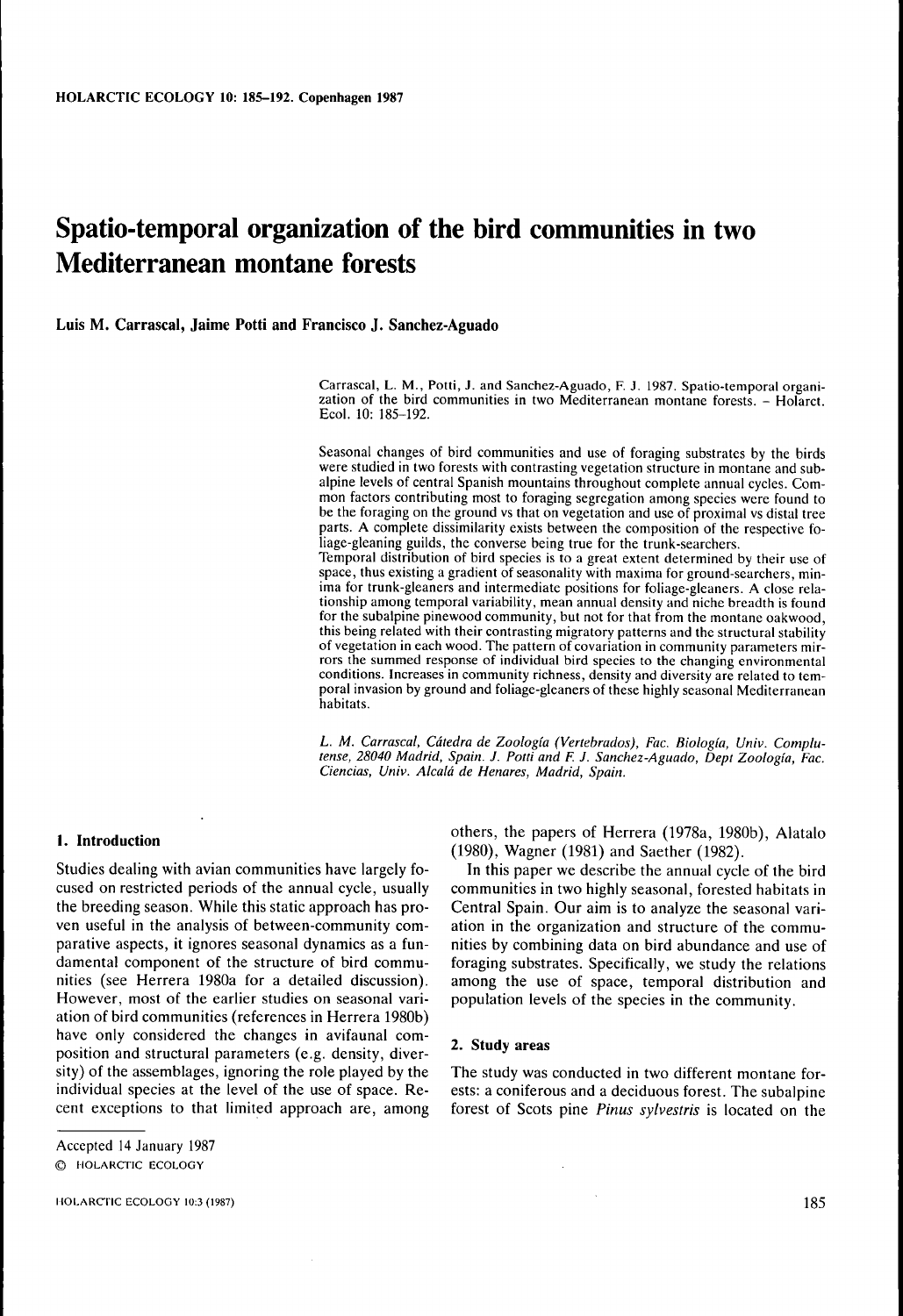# Spatio-temporal organization of the bird communities in two Mediterranean montane forests

**Luis M. Carrascal, Jaime Potti and Francisco J. Sanchez-Aguado**

Carrascal, L. M., Potti, J. and Sanchez-Aguado, F. J. 1987. Spatio-temporal organization of the bird communities in two Mediterranean montane forests. – Holarct. Ecol. 10: 185–192.

Seasonal changes of bird communities and use of foraging substrates by the birds were studied in two forests with contrasting vegetation structure in montane and subalpine levels of central Spanish mountains throughout complete annual cycles. Common factors contributing most to foraging segregation among species were found to be the foraging on the ground vs that on vegetation and use of proximal vs distal tree parts. A complete dissimilarity exists between the composition of the respective foliage-gleaning guilds, the converse being true for the trunk-searchers.

Temporal distribution of bird species is to a great extent determined by their use of space, thus existing a gradient of seasonality with maxima for ground-searchers, minima for trunk-gleaners and intermediate positions for foliage-gleaners. A close relationship among temporal variability, mean annual density and niche breadth is found for the subalpine pinewood community, but not for that from the montane oakwood, this being related with their contrasting migratory patterns and the structural stability of vegetation in each wood. The pattern of covariation in community parameters mirrors the summed response of individual bird species to the changing environmental conditions. Increases in community richness, density and diversity are related to temporal invasion by ground and foliage-gleaners of these highly seasonal Mediterranean habitats.

*L. M. Carrascal, Cátedra de Zoología (Vertebrados), Fac. Biología, Univ. Complutense, 28040 Madrid, Spain. J. Potti and F. J. Sanchez-Aguado, Dept Zoología, Fac. Ciencias, Univ. Alcalá de Henares, Madrid, Spain.*

## 1. Introduction

Studies dealing with avian communities have largely focused on restricted periods of the annual cycle, usually the breeding season. While this static approach has proven useful in the analysis of between-community comparative aspects, it ignores seasonal dynamics as a fundamental component of the structure of bird communities (see Herrera 1980a for a detailed discussion). However, most of the earlier studies on seasonal variation of bird communities (references in Herrera 1980b) have only considered the changes in avifaunal composition and structural parameters (e.g. density, diversity) of the assemblages, ignoring the role played by the individual species at the level of the use of space. Recent exceptions to that limited approach are, among others, the papers of Herrera (1978a, 1980b), Alatalo (1980), Wagner (1981) and Saether (1982).

In this paper we describe the annual cycle of the bird communities in two highly seasonal, forested habitats in Central Spain. Our aim is to analyze the seasonal variation in the organization and structure of the communities by combining data on bird abundance and use of foraging substrates. Specifically, we study the relations among the use of space, temporal distribution and population levels of the species in the community.

## 2. Study areas

The study was conducted in two different montane forests: a coniferous and a deciduous forest. The subalpine forest of Scots pine *Pinus sylvestris* is located on the

Accepted 14 January 1987

© HOLARCTIC ECOLOGY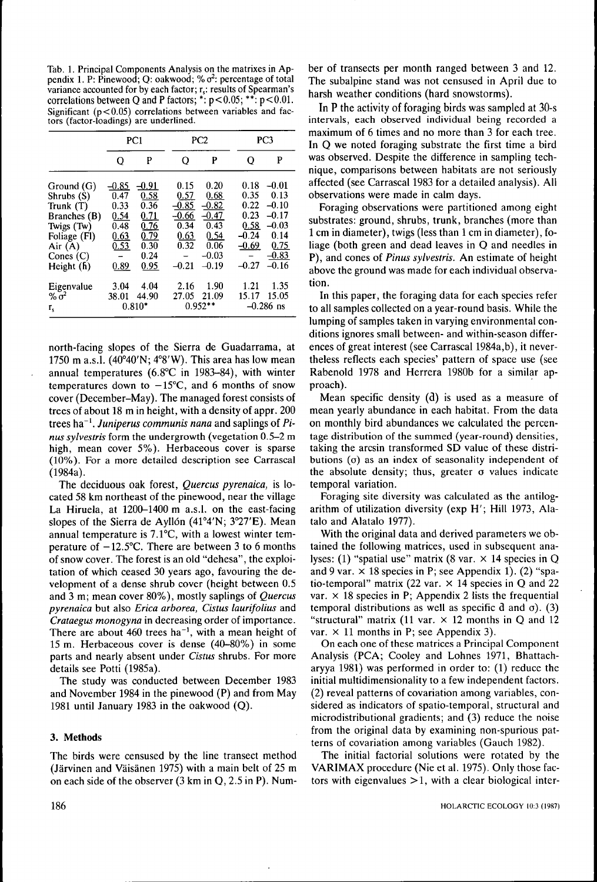Tab. 1. Principal Components Analysis on the matrixes in Appendix 1. P: Pinewood; Q: oakwood; % $\sigma^2$: percentage of total variance accounted for by each factor; $r_s$: results of Spearman's correlations between Q and P factors; *: $p<0.05$; **: $p<0.01$. Significant ($p<0.05$) correlations between variables and factors (factor-loadings) are underlined.

| | PC1 | | PC2 | | PC3 | |
|---|---|---|---|---|---|---|
| | Q | P | Q | P | Q | P |
| Ground (G) | -0.85 | -0.91 | 0.15 | 0.20 | 0.18 | -0.01 |
| Shrubs (S) | 0.47 | 0.58 | 0.57 | 0.68 | 0.35 | 0.13 |
| Trunk (T) | 0.33 | 0.36 | -0.85 | -0.82 | 0.22 | -0.10 |
| Branches (B) | 0.54 | 0.71 | -0.66 | -0.47 | 0.23 | -0.17 |
| Twigs (Tw) | 0.48 | 0.76 | 0.34 | 0.43 | 0.58 | -0.03 |
| Foliage (Fl) | 0.63 | 0.79 | 0.63 | 0.54 | -0.24 | 0.14 |
| Air (A) | 0.53 | 0.30 | 0.32 | 0.06 | -0.69 | 0.75 |
| Cones (C) | – | 0.24 | – | -0.03 | – | -0.83 |
| Height (h) | 0.89 | 0.95 | -0.21 | -0.19 | -0.27 | -0.16 |
| Eigenvalue | 3.04 | 4.04 | 2.16 | 1.90 | 1.21 | 1.35 |
| % $\sigma^2$ | 38.01 | 44.90 | 27.05 | 21.09 | 15.17 | 15.05 |
| $r_s$ | 0.810* | | 0.952** | | -0.286 ns | |

north-facing slopes of the Sierra de Guadarrama, at 1750 m a.s.l. (40°40'N; 4°8'W). This area has low mean annual temperatures (6.8°C in 1983–84), with winter temperatures down to −15°C, and 6 months of snow cover (December–May). The managed forest consists of trees of about 18 m in height, with a density of appr. 200 trees ha$^{-1}$. *Juniperus communis nana* and saplings of *Pinus sylvestris* form the undergrowth (vegetation 0.5–2 m high, mean cover 5%). Herbaceous cover is sparse (10%). For a more detailed description see Carrascal (1984a).

The deciduous oak forest, *Quercus pyrenaica*, is located 58 km northeast of the pinewood, near the village La Hiruela, at 1200–1400 m a.s.l. on the east-facing slopes of the Sierra de Ayllón (41°4'N; 3°27'E). Mean annual temperature is 7.1°C, with a lowest winter temperature of −12.5°C. There are between 3 to 6 months of snow cover. The forest is an old "dehesa", the exploitation of which ceased 30 years ago, favouring the development of a dense shrub cover (height between 0.5 and 3 m; mean cover 80%), mostly saplings of *Quercus pyrenaica* but also *Erica arborea, Cistus laurifolius* and *Crataegus monogyna* in decreasing order of importance. There are about 460 trees ha$^{-1}$, with a mean height of 15 m. Herbaceous cover is dense (40–80%) in some parts and nearly absent under *Cistus* shrubs. For more details see Potti (1985a).

The study was conducted between December 1983 and November 1984 in the pinewood (P) and from May 1981 until January 1983 in the oakwood (Q).

## 3. Methods

The birds were censused by the line transect method (Järvinen and Väisänen 1975) with a main belt of 25 m on each side of the observer (3 km in Q, 2.5 in P). Number of transects per month ranged between 3 and 12. The subalpine stand was not censused in April due to harsh weather conditions (hard snowstorms).

In P the activity of foraging birds was sampled at 30-s intervals, each observed individual being recorded a maximum of 6 times and no more than 3 for each tree. In Q we noted foraging substrate the first time a bird was observed. Despite the difference in sampling technique, comparisons between habitats are not seriously affected (see Carrascal 1983 for a detailed analysis). All observations were made in calm days.

Foraging observations were partitioned among eight substrates: ground, shrubs, trunk, branches (more than 1 cm in diameter), twigs (less than 1 cm in diameter), foliage (both green and dead leaves in Q and needles in P), and cones of *Pinus sylvestris*. An estimate of height above the ground was made for each individual observation.

In this paper, the foraging data for each species refer to all samples collected on a year-round basis. While the lumping of samples taken in varying environmental conditions ignores small between- and within-season differences of great interest (see Carrascal 1984a,b), it nevertheless reflects each species' pattern of space use (see Rabenold 1978 and Herrera 1980b for a similar approach).

Mean specific density ($\bar{d}$) is used as a measure of mean yearly abundance in each habitat. From the data on monthly bird abundances we calculated the percentage distribution of the summed (year-round) densities, taking the arcsin transformed SD value of these distributions ($\sigma$) as an index of seasonality independent of the absolute density; thus, greater $\sigma$ values indicate temporal variation.

Foraging site diversity was calculated as the antilogarithm of utilization diversity (exp H'; Hill 1973, Alatalo and Alatalo 1977).

With the original data and derived parameters we obtained the following matrices, used in subsequent analyses: (1) "spatial use" matrix (8 var. × 14 species in Q and 9 var. × 18 species in P; see Appendix 1). (2) "spatio-temporal" matrix (22 var. × 14 species in Q and 22 var. × 18 species in P; Appendix 2 lists the frequential temporal distributions as well as specific $\bar{d}$ and $\sigma$). (3) "structural" matrix (11 var. × 12 months in Q and 12 var. × 11 months in P; see Appendix 3).

On each one of these matrices a Principal Component Analysis (PCA; Cooley and Lohnes 1971, Bhattacharyya 1981) was performed in order to: (1) reduce the initial multidimensionality to a few independent factors. (2) reveal patterns of covariation among variables, considered as indicators of spatio-temporal, structural and microdistributional gradients; and (3) reduce the noise from the original data by examining non-spurious patterns of covariation among variables (Gauch 1982).

The initial factorial solutions were rotated by the VARIMAX procedure (Nie et al. 1975). Only those factors with eigenvalues >1, with a clear biological inter-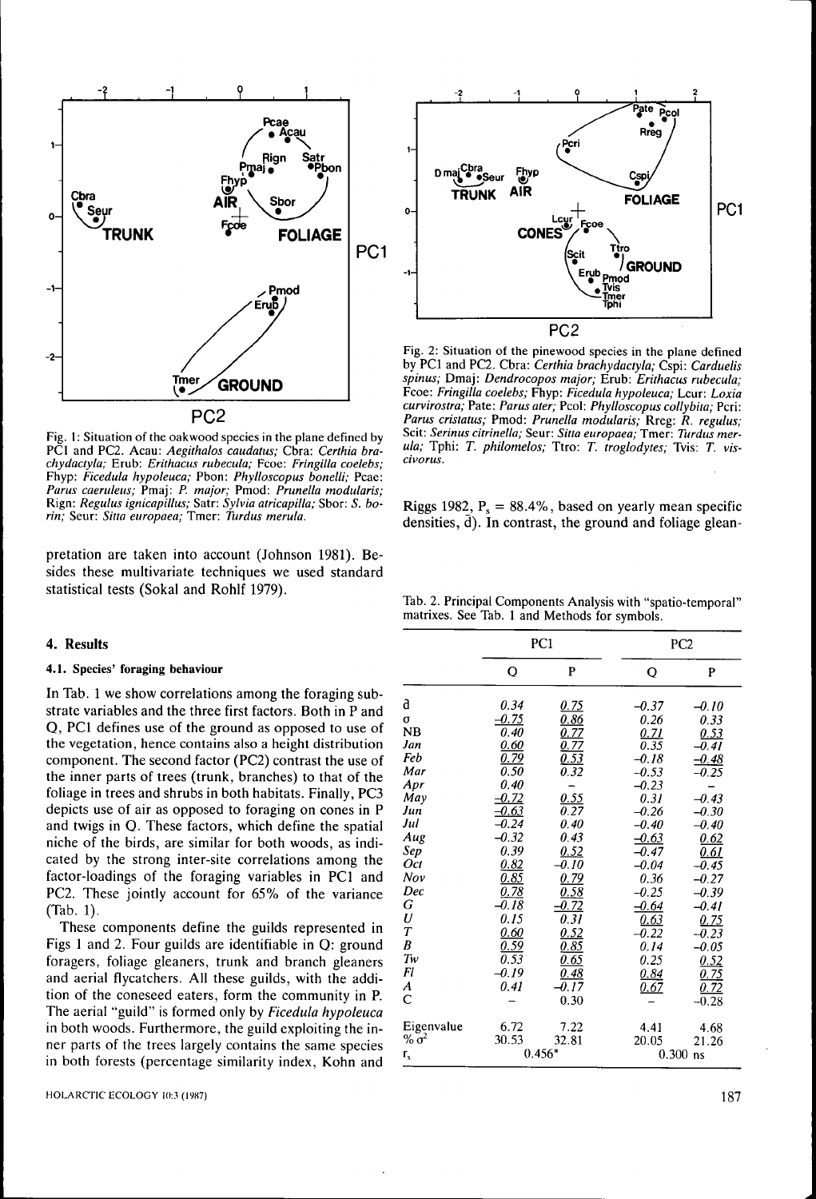Fig. 1: Situation of the oakwood species in the plane defined by PC1 and PC2. Acau: *Aegithalos caudatus;* Cbra: *Certhia brachydactyla;* Erub: *Erithacus rubecula;* Fcoe: *Fringilla coelebs;* Fhyp: *Ficedula hypoleuca;* Pbon: *Phylloscopus bonelli;* Pcae: *Parus caeruleus;* Pmaj: *P. major;* Pmod: *Prunella modularis;* Rign: *Regulus ignicapillus;* Satr: *Sylvia atricapilla;* Sbor: *S. borin;* Seur: *Sitta europaea;* Tmer: *Turdus merula.*

Fig. 2: Situation of the pinewood species in the plane defined by PC1 and PC2. Cbra: *Certhia brachydactyla;* Cspi: *Carduelis spinus;* Dmaj: *Dendrocopos major;* Erub: *Erithacus rubecula;* Fcoe: *Fringilla coelebs;* Fhyp: *Ficedula hypoleuca;* Lcur: *Loxia curvirostra;* Pate: *Parus ater;* Pcol: *Phylloscopus collybita;* Pcri: *Parus cristatus;* Pmod: *Prunella modularis;* Rreg: *R. regulus;* Scit: *Serinus citrinella;* Seur: *Sitta europaea;* Tmer: *Turdus merula;* Tphi: *T. philomelos;* Ttro: *T. troglodytes;* Tvis: *T. viscivorus.*

pretation are taken into account (Johnson 1981). Besides these multivariate techniques we used standard statistical tests (Sokal and Rohlf 1979).

## 4. Results

### 4.1. Species' foraging behaviour

In Tab. 1 we show correlations among the foraging substrate variables and the three first factors. Both in P and Q, PC1 defines use of the ground as opposed to use of the vegetation, hence contains also a height distribution component. The second factor (PC2) contrast the use of the inner parts of trees (trunk, branches) to that of the foliage in trees and shrubs in both habitats. Finally, PC3 depicts use of air as opposed to foraging on cones in P and twigs in Q. These factors, which define the spatial niche of the birds, are similar for both woods, as indicated by the strong inter-site correlations among the factor-loadings of the foraging variables in PC1 and PC2. These jointly account for 65% of the variance (Tab. 1).

These components define the guilds represented in Figs 1 and 2. Four guilds are identifiable in Q: ground foragers, foliage gleaners, trunk and branch gleaners and aerial flycatchers. All these guilds, with the addition of the coneseed eaters, form the community in P. The aerial "guild" is formed only by *Ficedula hypoleuca* in both woods. Furthermore, the guild exploiting the inner parts of the trees largely contains the same species in both forests (percentage similarity index, Kohn and Riggs 1982, $P_s$ = 88.4%, based on yearly mean specific densities, $\bar{d}$). In contrast, the ground and foliage glean-

Tab. 2. Principal Components Analysis with "spatio-temporal" matrixes. See Tab. 1 and Methods for symbols.

| | PC1 | | PC2 | |
|---|---|---|---|---|
| | Q | P | Q | P |
| $\bar{d}$ | 0.34 | _0.75_ | –0.37 | –0.10 |
| σ | _–0.75_ | _0.86_ | 0.26 | 0.33 |
| NB | 0.40 | _0.77_ | _0.71_ | _0.53_ |
| *Jan* | _0.60_ | _0.77_ | 0.35 | –0.41 |
| *Feb* | _0.79_ | _0.53_ | –0.18 | _–0.48_ |
| *Mar* | 0.50 | 0.32 | –0.53 | –0.25 |
| *Apr* | 0.40 | – | –0.23 | – |
| *May* | _–0.72_ | _0.55_ | 0.31 | –0.43 |
| *Jun* | _–0.63_ | 0.27 | –0.26 | –0.30 |
| *Jul* | –0.24 | 0.40 | –0.40 | –0.40 |
| *Aug* | –0.32 | 0.43 | _–0.63_ | _0.62_ |
| *Sep* | 0.39 | _0.52_ | –0.47 | _0.61_ |
| *Oct* | _0.82_ | –0.10 | –0.04 | –0.45 |
| *Nov* | _0.85_ | _0.79_ | 0.36 | –0.27 |
| *Dec* | _0.78_ | _0.58_ | –0.25 | –0.39 |
| *G* | –0.18 | _–0.72_ | _–0.64_ | –0.41 |
| *U* | 0.15 | 0.31 | _0.63_ | _0.75_ |
| *T* | _0.60_ | _0.52_ | –0.22 | –0.23 |
| *B* | _0.59_ | _0.85_ | 0.14 | –0.05 |
| *Tw* | 0.53 | _0.65_ | 0.25 | _0.52_ |
| *Fl* | –0.19 | _0.48_ | _0.84_ | _0.75_ |
| *A* | 0.41 | –0.17 | _0.67_ | _0.72_ |
| C | – | 0.30 | – | –0.28 |
| Eigenvalue | 6.72 | 7.22 | 4.41 | 4.68 |
| % $\sigma^2$ | 30.53 | 32.81 | 20.05 | 21.26 |
| $r_s$ | 0.456* | | 0.300 ns | |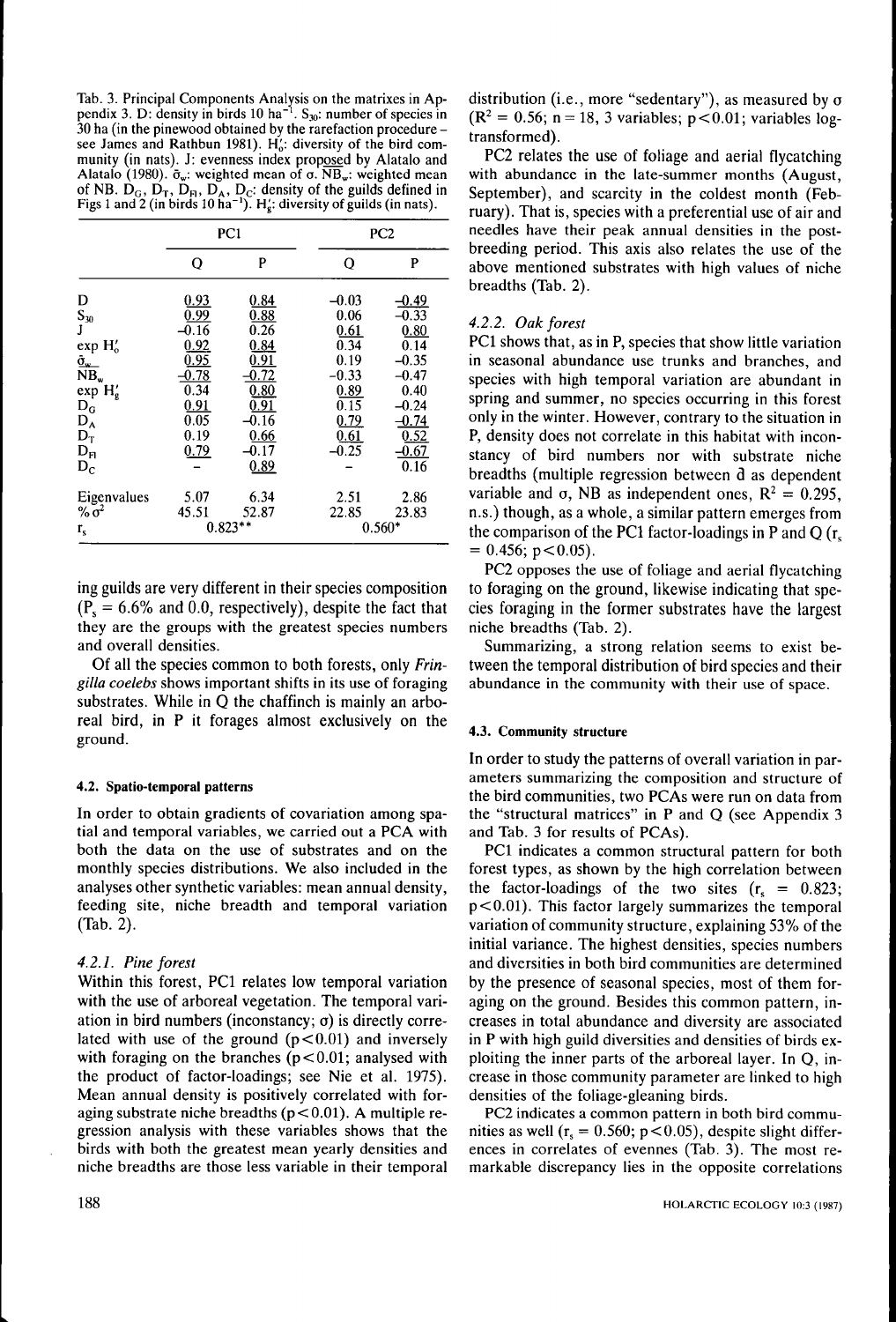Tab. 3. Principal Components Analysis on the matrixes in Appendix 3. D: density in birds 10 $ha^{-1}$. $S_{30}$: number of species in 30 ha (in the pinewood obtained by the rarefaction procedure – see James and Rathbun 1981). $H'_o$: diversity of the bird community (in nats). J: evenness index proposed by Alatalo and Alatalo (1980). $\bar{\sigma}_w$: weighted mean of σ. $\overline{NB}_w$: weighted mean of NB. $D_G$, $D_T$, $D_{FI}$, $D_A$, $D_C$: density of the guilds defined in Figs 1 and 2 (in birds 10 $ha^{-1}$). $H'_g$: diversity of guilds (in nats).

| | PC1 | | PC2 | |
|---|---|---|---|---|
| | Q | P | Q | P |
| D | 0.93 | 0.84 | −0.03 | −0.49 |
| $S_{30}$ | 0.99 | 0.88 | 0.06 | −0.33 |
| J | −0.16 | 0.26 | 0.61 | 0.80 |
| exp $H'_o$ | 0.92 | 0.84 | 0.34 | 0.14 |
| $\bar{\sigma}_w$ | 0.95 | 0.91 | 0.19 | −0.35 |
| $\overline{NB}_w$ | −0.78 | −0.72 | −0.33 | −0.47 |
| exp $H'_g$ | 0.34 | 0.80 | 0.89 | 0.40 |
| $D_G$ | 0.91 | 0.91 | 0.15 | −0.24 |
| $D_A$ | 0.05 | −0.16 | 0.79 | −0.74 |
| $D_T$ | 0.19 | 0.66 | 0.61 | 0.52 |
| $D_{FI}$ | 0.79 | −0.17 | −0.25 | −0.67 |
| $D_C$ | – | 0.89 | – | 0.16 |
| Eigenvalues | 5.07 | 6.34 | 2.51 | 2.86 |
| % $\sigma^2$ | 45.51 | 52.87 | 22.85 | 23.83 |
| $r_s$ | 0.823** | | 0.560* | |

ing guilds are very different in their species composition ($P_s$ = 6.6% and 0.0, respectively), despite the fact that they are the groups with the greatest species numbers and overall densities.

Of all the species common to both forests, only *Fringilla coelebs* shows important shifts in its use of foraging substrates. While in Q the chaffinch is mainly an arboreal bird, in P it forages almost exclusively on the ground.

#### 4.2. Spatio-temporal patterns

In order to obtain gradients of covariation among spatial and temporal variables, we carried out a PCA with both the data on the use of substrates and on the monthly species distributions. We also included in the analyses other synthetic variables: mean annual density, feeding site, niche breadth and temporal variation (Tab. 2).

##### 4.2.1. Pine forest

Within this forest, PC1 relates low temporal variation with the use of arboreal vegetation. The temporal variation in bird numbers (inconstancy; σ) is directly correlated with use of the ground ($p<0.01$) and inversely with foraging on the branches ($p<0.01$; analysed with the product of factor-loadings; see Nie et al. 1975). Mean annual density is positively correlated with foraging substrate niche breadths ($p<0.01$). A multiple regression analysis with these variables shows that the birds with both the greatest mean yearly densities and niche breadths are those less variable in their temporal distribution (i.e., more "sedentary"), as measured by σ ($R^2$ = 0.56; n = 18, 3 variables; $p<0.01$; variables log-transformed).

PC2 relates the use of foliage and aerial flycatching with abundance in the late-summer months (August, September), and scarcity in the coldest month (February). That is, species with a preferential use of air and needles have their peak annual densities in the post-breeding period. This axis also relates the use of the above mentioned substrates with high values of niche breadths (Tab. 2).

##### 4.2.2. Oak forest

PC1 shows that, as in P, species that show little variation in seasonal abundance use trunks and branches, and species with high temporal variation are abundant in spring and summer, no species occurring in this forest only in the winter. However, contrary to the situation in P, density does not correlate in this habitat with inconstancy of bird numbers nor with substrate niche breadths (multiple regression between $\bar{d}$ as dependent variable and σ, NB as independent ones, $R^2$ = 0.295, n.s.) though, as a whole, a similar pattern emerges from the comparison of the PC1 factor-loadings in P and Q ($r_s$ = 0.456; $p<0.05$).

PC2 opposes the use of foliage and aerial flycatching to foraging on the ground, likewise indicating that species foraging in the former substrates have the largest niche breadths (Tab. 2).

Summarizing, a strong relation seems to exist between the temporal distribution of bird species and their abundance in the community with their use of space.

#### 4.3. Community structure

In order to study the patterns of overall variation in parameters summarizing the composition and structure of the bird communities, two PCAs were run on data from the "structural matrices" in P and Q (see Appendix 3 and Tab. 3 for results of PCAs).

PC1 indicates a common structural pattern for both forest types, as shown by the high correlation between the factor-loadings of the two sites ($r_s$ = 0.823; $p<0.01$). This factor largely summarizes the temporal variation of community structure, explaining 53% of the initial variance. The highest densities, species numbers and diversities in both bird communities are determined by the presence of seasonal species, most of them foraging on the ground. Besides this common pattern, increases in total abundance and diversity are associated in P with high guild diversities and densities of birds exploiting the inner parts of the arboreal layer. In Q, increase in those community parameter are linked to high densities of the foliage-gleaning birds.

PC2 indicates a common pattern in both bird communities as well ($r_s$ = 0.560; $p<0.05$), despite slight differences in correlates of evennes (Tab. 3). The most remarkable discrepancy lies in the opposite correlations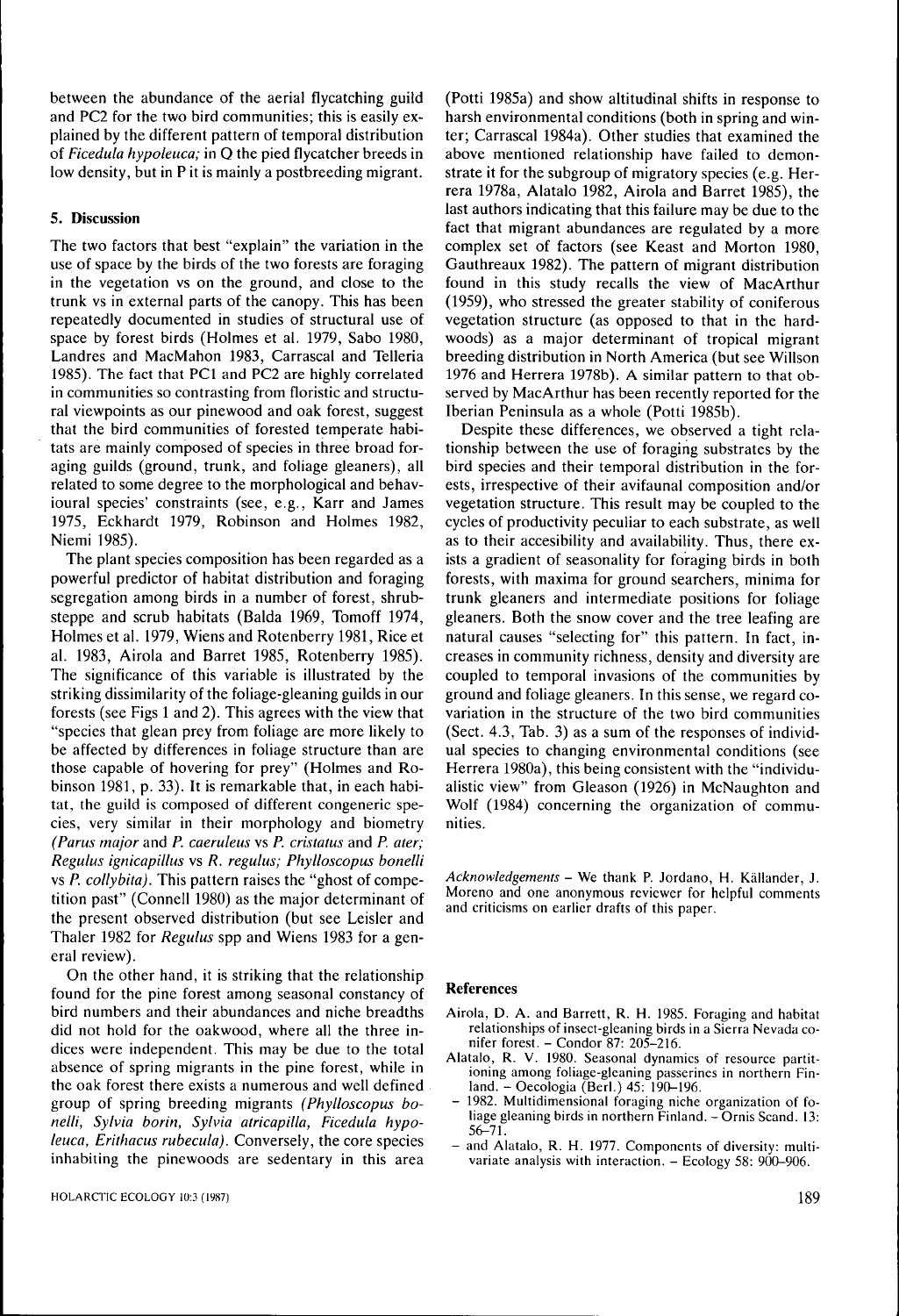between the abundance of the aerial flycatching guild and PC2 for the two bird communities; this is easily explained by the different pattern of temporal distribution of *Ficedula hypoleuca;* in Q the pied flycatcher breeds in low density, but in P it is mainly a postbreeding migrant.

## 5. Discussion

The two factors that best "explain" the variation in the use of space by the birds of the two forests are foraging in the vegetation vs on the ground, and close to the trunk vs in external parts of the canopy. This has been repeatedly documented in studies of structural use of space by forest birds (Holmes et al. 1979, Sabo 1980, Landres and MacMahon 1983, Carrascal and Tellería 1985). The fact that PC1 and PC2 are highly correlated in communities so contrasting from floristic and structural viewpoints as our pinewood and oak forest, suggest that the bird communities of forested temperate habitats are mainly composed of species in three broad foraging guilds (ground, trunk, and foliage gleaners), all related to some degree to the morphological and behavioural species' constraints (see, e.g., Karr and James 1975, Eckhardt 1979, Robinson and Holmes 1982, Niemi 1985).

The plant species composition has been regarded as a powerful predictor of habitat distribution and foraging segregation among birds in a number of forest, shrubsteppe and scrub habitats (Balda 1969, Tomoff 1974, Holmes et al. 1979, Wiens and Rotenberry 1981, Rice et al. 1983, Airola and Barret 1985, Rotenberry 1985). The significance of this variable is illustrated by the striking dissimilarity of the foliage-gleaning guilds in our forests (see Figs 1 and 2). This agrees with the view that "species that glean prey from foliage are more likely to be affected by differences in foliage structure than are those capable of hovering for prey" (Holmes and Robinson 1981, p. 33). It is remarkable that, in each habitat, the guild is composed of different congeneric species, very similar in their morphology and biometry (*Parus major* and *P. caeruleus* vs *P. cristatus* and *P. ater; Regulus ignicapillus* vs *R. regulus; Phylloscopus bonelli* vs *P. collybita)*. This pattern raises the "ghost of competition past" (Connell 1980) as the major determinant of the present observed distribution (but see Leisler and Thaler 1982 for *Regulus* spp and Wiens 1983 for a general review).

On the other hand, it is striking that the relationship found for the pine forest among seasonal constancy of bird numbers and their abundances and niche breadths did not hold for the oakwood, where all the three indices were independent. This may be due to the total absence of spring migrants in the pine forest, while in the oak forest there exists a numerous and well defined group of spring breeding migrants *(Phylloscopus bonelli, Sylvia borin, Sylvia atricapilla, Ficedula hypoleuca, Erithacus rubecula)*. Conversely, the core species inhabiting the pinewoods are sedentary in this area (Potti 1985a) and show altitudinal shifts in response to harsh environmental conditions (both in spring and winter; Carrascal 1984a). Other studies that examined the above mentioned relationship have failed to demonstrate it for the subgroup of migratory species (e.g. Herrera 1978a, Alatalo 1982, Airola and Barret 1985), the last authors indicating that this failure may be due to the fact that migrant abundances are regulated by a more complex set of factors (see Keast and Morton 1980, Gauthreaux 1982). The pattern of migrant distribution found in this study recalls the view of MacArthur (1959), who stressed the greater stability of coniferous vegetation structure (as opposed to that in the hardwoods) as a major determinant of tropical migrant breeding distribution in North America (but see Willson 1976 and Herrera 1978b). A similar pattern to that observed by MacArthur has been recently reported for the Iberian Peninsula as a whole (Potti 1985b).

Despite these differences, we observed a tight relationship between the use of foraging substrates by the bird species and their temporal distribution in the forests, irrespective of their avifaunal composition and/or vegetation structure. This result may be coupled to the cycles of productivity peculiar to each substrate, as well as to their accesibility and availability. Thus, there exists a gradient of seasonality for foraging birds in both forests, with maxima for ground searchers, minima for trunk gleaners and intermediate positions for foliage gleaners. Both the snow cover and the tree leafing are natural causes "selecting for" this pattern. In fact, increases in community richness, density and diversity are coupled to temporal invasions of the communities by ground and foliage gleaners. In this sense, we regard covariation in the structure of the two bird communities (Sect. 4.3, Tab. 3) as a sum of the responses of individual species to changing environmental conditions (see Herrera 1980a), this being consistent with the "individualistic view" from Gleason (1926) in McNaughton and Wolf (1984) concerning the organization of communities.

*Acknowledgements* – We thank P. Jordano, H. Källander, J. Moreno and one anonymous reviewer for helpful comments and criticisms on earlier drafts of this paper.

## References

- Airola, D. A. and Barrett, R. H. 1985. Foraging and habitat relationships of insect-gleaning birds in a Sierra Nevada conifer forest. – Condor 87: 205–216.
- Alatalo, R. V. 1980. Seasonal dynamics of resource partitioning among foliage-gleaning passerines in northern Finland. – Oecologia (Berl.) 45: 190–196.
- – 1982. Multidimensional foraging niche organization of foliage gleaning birds in northern Finland. – Ornis Scand. 13: 56–71.
- – and Alatalo, R. H. 1977. Components of diversity: multivariate analysis with interaction. – Ecology 58: 900–906.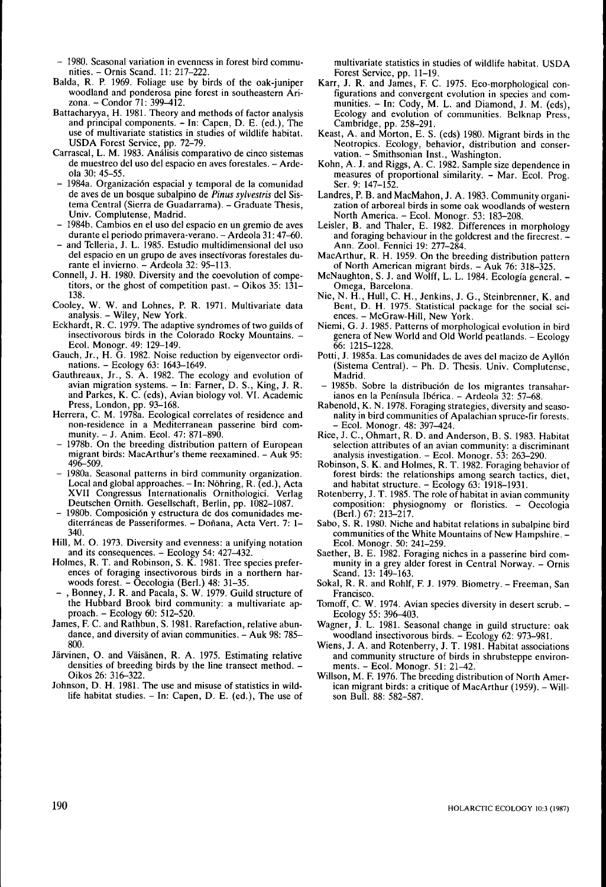– 1980. Seasonal variation in evenness in forest bird communities. – Ornis Scand. 11: 217–222.

Balda, R. P. 1969. Foliage use by birds of the oak-juniper woodland and ponderosa pine forest in southeastern Arizona. – Condor 71: 399–412.

Battacharyya, H. 1981. Theory and methods of factor analysis and principal components. – In: Capen, D. E. (ed.), The use of multivariate statistics in studies of wildlife habitat. USDA Forest Service, pp. 72–79.

Carrascal, L. M. 1983. Análisis comparativo de cinco sistemas de muestreo del uso del espacio en aves forestales. – Ardeola 30: 45–55.

– 1984a. Organización espacial y temporal de la comunidad de aves de un bosque subalpino de *Pinus sylvestris* del Sistema Central (Sierra de Guadarrama). – Graduate Thesis, Univ. Complutense, Madrid.

– 1984b. Cambios en el uso del espacio en un gremio de aves durante el periodo primavera-verano. – Ardeola 31: 47–60.

– and Tellería, J. L. 1985. Estudio multidimensional del uso del espacio en un grupo de aves insectívoras forestales durante el invierno. – Ardeola 32: 95–113.

Connell, J. H. 1980. Diversity and the coevolution of competitors, or the ghost of competition past. – Oikos 35: 131–138.

Cooley, W. W. and Lohnes, P. R. 1971. Multivariate data analysis. – Wiley, New York.

Eckhardt, R. C. 1979. The adaptive syndromes of two guilds of insectivorous birds in the Colorado Rocky Mountains. – Ecol. Monogr. 49: 129–149.

Gauch, Jr., H. G. 1982. Noise reduction by eigenvector ordinations. – Ecology 63: 1643–1649.

Gauthreaux, Jr., S. A. 1982. The ecology and evolution of avian migration systems. – In: Farner, D. S., King, J. R. and Parkes, K. C. (eds), Avian biology vol. VI. Academic Press, London, pp. 93–168.

Herrera, C. M. 1978a. Ecological correlates of residence and non-residence in a Mediterranean passerine bird community. – J. Anim. Ecol. 47: 871–890.

– 1978b. On the breeding distribution pattern of European migrant birds: MacArthur's theme reexamined. – Auk 95: 496–509.

– 1980a. Seasonal patterns in bird community organization. Local and global approaches. – In: Nöhring, R. (ed.), Acta XVII Congressus Internationalis Ornithologici. Verlag Deutschen Ornith. Gesellschaft, Berlin, pp. 1082–1087.

– 1980b. Composición y estructura de dos comunidades mediterráneas de Passeriformes. – Doñana, Acta Vert. 7: 1–340.

Hill, M. O. 1973. Diversity and evenness: a unifying notation and its consequences. – Ecology 54: 427–432.

Holmes, R. T. and Robinson, S. K. 1981. Tree species preferences of foraging insectivorous birds in a northern harwoods forest. – Oecologia (Berl.) 48: 31–35.

– , Bonney, J. R. and Pacala, S. W. 1979. Guild structure of the Hubbard Brook bird community: a multivariate approach. – Ecology 60: 512–520.

James, F. C. and Rathbun, S. 1981. Rarefaction, relative abundance, and diversity of avian communities. – Auk 98: 785–800.

Järvinen, O. and Väisänen, R. A. 1975. Estimating relative densities of breeding birds by the line transect method. – Oikos 26: 316–322.

Johnson, D. H. 1981. The use and misuse of statistics in wildlife habitat studies. – In: Capen, D. E. (ed.), The use of multivariate statistics in studies of wildlife habitat. USDA Forest Service, pp. 11–19.

Karr, J. R. and James, F. C. 1975. Eco-morphological configurations and convergent evolution in species and communities. – In: Cody, M. L. and Diamond, J. M. (eds), Ecology and evolution of communities. Belknap Press, Cambridge, pp. 258–291.

Keast, A. and Morton, E. S. (eds) 1980. Migrant birds in the Neotropics. Ecology, behavior, distribution and conservation. – Smithsonian Inst., Washington.

Kohn, A. J. and Riggs, A. C. 1982. Sample size dependence in measures of proportional similarity. – Mar. Ecol. Prog. Ser. 9: 147–152.

Landres, P. B. and MacMahon, J. A. 1983. Community organization of arboreal birds in some oak woodlands of western North America. – Ecol. Monogr. 53: 183–208.

Leisler, B. and Thaler, E. 1982. Differences in morphology and foraging behaviour in the goldcrest and the firecrest. – Ann. Zool. Fennici 19: 277–284.

MacArthur, R. H. 1959. On the breeding distribution pattern of North American migrant birds. – Auk 76: 318–325.

McNaughton, S. J. and Wolff, L. L. 1984. Ecología general. – Omega, Barcelona.

Nie, N. H., Hull, C. H., Jenkins, J. G., Steinbrenner, K. and Bent, D. H. 1975. Statistical package for the social sciences. – McGraw-Hill, New York.

Niemi, G. J. 1985. Patterns of morphological evolution in bird genera of New World and Old World peatlands. – Ecology 66: 1215–1228.

Potti, J. 1985a. Las comunidades de aves del macizo de Ayllón (Sistema Central). – Ph. D. Thesis. Univ. Complutense, Madrid.

– 1985b. Sobre la distribución de los migrantes transaharianos en la Península Ibérica. – Ardeola 32: 57–68.

Rabenold, K. N. 1978. Foraging strategies, diversity and seasonality in bird communities of Apalachian spruce-fir forests. – Ecol. Monogr. 48: 397–424.

Rice, J. C., Ohmart, R. D. and Anderson, B. S. 1983. Habitat selection attributes of an avian community: a discriminant analysis investigation. – Ecol. Monogr. 53: 263–290.

Robinson, S. K. and Holmes, R. T. 1982. Foraging behavior of forest birds: the relationships among search tactics, diet, and habitat structure. – Ecology 63: 1918–1931.

Rotenberry, J. T. 1985. The role of habitat in avian community composition: physiognomy or floristics. – Oecologia (Berl.) 67: 213–217.

Sabo, S. R. 1980. Niche and habitat relations in subalpine bird communities of the White Mountains of New Hampshire. – Ecol. Monogr. 50: 241–259.

Saether, B. E. 1982. Foraging niches in a passerine bird community in a grey alder forest in Central Norway. – Ornis Scand. 13: 149–163.

Sokal, R. R. and Rohlf, F. J. 1979. Biometry. – Freeman, San Francisco.

Tomoff, C. W. 1974. Avian species diversity in desert scrub. – Ecology 55: 396–403.

Wagner, J. L. 1981. Seasonal change in guild structure: oak woodland insectivorous birds. – Ecology 62: 973–981.

Wiens, J. A. and Rotenberry, J. T. 1981. Habitat associations and community structure of birds in shrubsteppe environments. – Ecol. Monogr. 51: 21–42.

Willson, M. F. 1976. The breeding distribution of North American migrant birds: a critique of MacArthur (1959). – Willson Bull. 88: 582–587.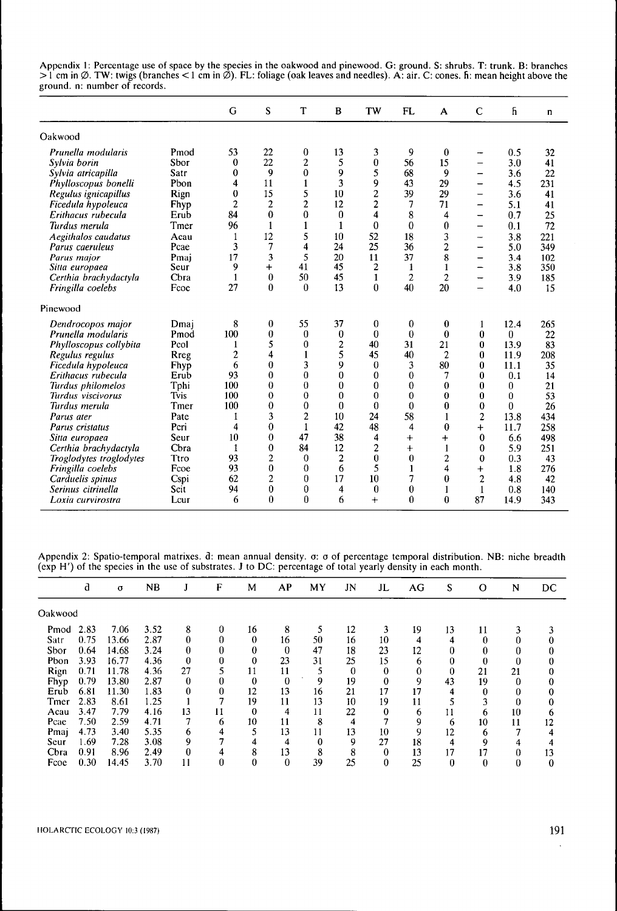Appendix 1: Percentage use of space by the species in the oakwood and pinewood. G: ground. S: shrubs. T: trunk. B: branches >1 cm in Ø. TW: twigs (branches <1 cm in Ø). FL: foliage (oak leaves and needles). A: air. C: cones. h̄: mean height above the ground. n: number of records.

| | | G | S | T | B | TW | FL | A | C | h̄ | n |
|---|---|---|---|---|---|---|---|---|---|---|---|
| **Oakwood** | | | | | | | | | | | |
| *Prunella modularis* | Pmod | 53 | 22 | 0 | 13 | 3 | 9 | 0 | – | 0.5 | 32 |
| *Sylvia borin* | Sbor | 0 | 22 | 2 | 5 | 0 | 56 | 15 | – | 3.0 | 41 |
| *Sylvia atricapilla* | Satr | 0 | 9 | 0 | 9 | 5 | 68 | 9 | – | 3.6 | 22 |
| *Phylloscopus bonelli* | Pbon | 4 | 11 | 1 | 3 | 9 | 43 | 29 | – | 4.5 | 231 |
| *Regulus ignicapillus* | Rign | 0 | 15 | 5 | 10 | 2 | 39 | 29 | – | 3.6 | 41 |
| *Ficedula hypoleuca* | Fhyp | 2 | 2 | 2 | 12 | 2 | 7 | 71 | – | 5.1 | 41 |
| *Erithacus rubecula* | Erub | 84 | 0 | 0 | 0 | 4 | 8 | 4 | – | 0.7 | 25 |
| *Turdus merula* | Tmer | 96 | 1 | 1 | 1 | 0 | 0 | 0 | – | 0.1 | 72 |
| *Aegithalos caudatus* | Acau | 1 | 12 | 5 | 10 | 52 | 18 | 3 | – | 3.8 | 221 |
| *Parus caeruleus* | Pcae | 3 | 7 | 4 | 24 | 25 | 36 | 2 | – | 5.0 | 349 |
| *Parus major* | Pmaj | 17 | 3 | 5 | 20 | 11 | 37 | 8 | – | 3.4 | 102 |
| *Sitta europaea* | Seur | 9 | + | 41 | 45 | 2 | 1 | 1 | – | 3.8 | 350 |
| *Certhia brachydactyla* | Cbra | 1 | 0 | 50 | 45 | 1 | 2 | 2 | – | 3.9 | 185 |
| *Fringilla coelebs* | Fcoe | 27 | 0 | 0 | 13 | 0 | 40 | 20 | – | 4.0 | 15 |
| **Pinewood** | | | | | | | | | | | |
| *Dendrocopos major* | Dmaj | 8 | 0 | 55 | 37 | 0 | 0 | 0 | 1 | 12.4 | 265 |
| *Prunella modularis* | Pmod | 100 | 0 | 0 | 0 | 0 | 0 | 0 | 0 | 0 | 22 |
| *Phylloscopus collybita* | Pcol | 1 | 5 | 0 | 2 | 40 | 31 | 21 | 0 | 13.9 | 83 |
| *Regulus regulus* | Rreg | 2 | 4 | 1 | 5 | 45 | 40 | 2 | 0 | 11.9 | 208 |
| *Ficedula hypoleuca* | Fhyp | 6 | 0 | 3 | 9 | 0 | 3 | 80 | 0 | 11.1 | 35 |
| *Erithacus rubecula* | Erub | 93 | 0 | 0 | 0 | 0 | 0 | 7 | 0 | 0.1 | 14 |
| *Turdus philomelos* | Tphi | 100 | 0 | 0 | 0 | 0 | 0 | 0 | 0 | 0 | 21 |
| *Turdus viscivorus* | Tvis | 100 | 0 | 0 | 0 | 0 | 0 | 0 | 0 | 0 | 53 |
| *Turdus merula* | Tmer | 100 | 0 | 0 | 0 | 0 | 0 | 0 | 0 | 0 | 26 |
| *Parus ater* | Pate | 1 | 3 | 2 | 10 | 24 | 58 | 1 | 2 | 13.8 | 434 |
| *Parus cristatus* | Pcri | 4 | 0 | 1 | 42 | 48 | 4 | 0 | + | 11.7 | 258 |
| *Sitta europaea* | Seur | 10 | 0 | 47 | 38 | 4 | + | + | 0 | 6.6 | 498 |
| *Certhia brachydactyla* | Cbra | 1 | 0 | 84 | 12 | 2 | + | 1 | 0 | 5.9 | 251 |
| *Troglodytes troglodytes* | Ttro | 93 | 2 | 0 | 2 | 0 | 0 | 2 | 0 | 0.3 | 43 |
| *Fringilla coelebs* | Fcoe | 93 | 0 | 0 | 6 | 5 | 1 | 4 | + | 1.8 | 276 |
| *Carduelis spinus* | Cspi | 62 | 2 | 0 | 17 | 10 | 7 | 0 | 2 | 4.8 | 42 |
| *Serinus citrinella* | Scit | 94 | 0 | 0 | 4 | 0 | 0 | 1 | 1 | 0.8 | 140 |
| *Loxia curvirostra* | Lcur | 6 | 0 | 0 | 6 | + | 0 | 0 | 87 | 14.9 | 343 |

Appendix 2: Spatio-temporal matrixes. d̄: mean annual density. σ: σ of percentage temporal distribution. NB: niche breadth (exp H') of the species in the use of substrates. J to DC: percentage of total yearly density in each month.

| | d̄ | σ | NB | J | F | M | AP | MY | JN | JL | AG | S | O | N | DC |
|---|---|---|---|---|---|---|---|---|---|---|---|---|---|---|---|
| **Oakwood** | | | | | | | | | | | | | | | |
| Pmod | 2.83 | 7.06 | 3.52 | 8 | 0 | 16 | 8 | 5 | 12 | 3 | 19 | 13 | 11 | 3 | 3 |
| Satr | 0.75 | 13.66 | 2.87 | 0 | 0 | 0 | 16 | 50 | 16 | 10 | 4 | 4 | 0 | 0 | 0 |
| Sbor | 0.64 | 14.68 | 3.24 | 0 | 0 | 0 | 0 | 47 | 18 | 23 | 12 | 0 | 0 | 0 | 0 |
| Pbon | 3.93 | 16.77 | 4.36 | 0 | 0 | 0 | 23 | 31 | 25 | 15 | 6 | 0 | 0 | 0 | 0 |
| Rign | 0.71 | 11.78 | 4.36 | 27 | 5 | 11 | 11 | 5 | 0 | 0 | 0 | 0 | 21 | 21 | 0 |
| Fhyp | 0.79 | 13.80 | 2.87 | 0 | 0 | 0 | 0 | 9 | 19 | 0 | 9 | 43 | 19 | 0 | 0 |
| Erub | 6.81 | 11.30 | 1.83 | 0 | 0 | 12 | 13 | 16 | 21 | 17 | 17 | 4 | 0 | 0 | 0 |
| Tmer | 2.83 | 8.61 | 1.25 | 1 | 7 | 19 | 11 | 13 | 10 | 19 | 11 | 5 | 3 | 0 | 0 |
| Acau | 3.47 | 7.79 | 4.16 | 13 | 11 | 0 | 4 | 11 | 22 | 0 | 6 | 11 | 6 | 10 | 6 |
| Pcae | 7.50 | 2.59 | 4.71 | 7 | 6 | 10 | 11 | 8 | 4 | 7 | 9 | 6 | 10 | 11 | 12 |
| Pmaj | 4.73 | 3.40 | 5.35 | 6 | 4 | 5 | 13 | 11 | 13 | 10 | 9 | 12 | 6 | 7 | 4 |
| Seur | 1.69 | 7.28 | 3.08 | 9 | 7 | 4 | 4 | 0 | 9 | 27 | 18 | 4 | 9 | 4 | 4 |
| Cbra | 0.91 | 8.96 | 2.49 | 0 | 4 | 8 | 13 | 8 | 8 | 0 | 13 | 17 | 17 | 0 | 13 |
| Fcoe | 0.30 | 14.45 | 3.70 | 11 | 0 | 0 | 0 | 39 | 25 | 0 | 25 | 0 | 0 | 0 | 0 |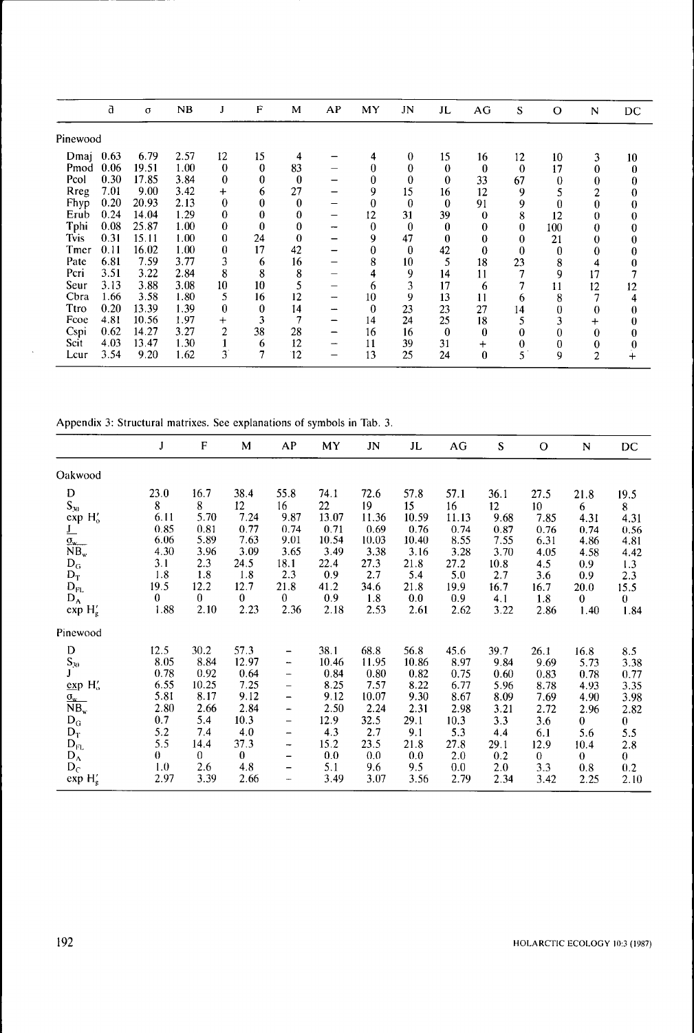| | ∂ | σ | NB | J | F | M | AP | MY | JN | JL | AG | S | O | N | DC |
|---|---|---|---|---|---|---|---|---|---|---|---|---|---|---|---|
| Pinewood | | | | | | | | | | | | | | | |
| Dmaj | 0.63 | 6.79 | 2.57 | 12 | 15 | 4 | – | 4 | 0 | 15 | 16 | 12 | 10 | 3 | 10 |
| Pmod | 0.06 | 19.51 | 1.00 | 0 | 0 | 83 | – | 0 | 0 | 0 | 0 | 0 | 17 | 0 | 0 |
| Pcol | 0.30 | 17.85 | 3.84 | 0 | 0 | 0 | – | 0 | 0 | 0 | 33 | 67 | 0 | 0 | 0 |
| Rreg | 7.01 | 9.00 | 3.42 | + | 6 | 27 | – | 9 | 15 | 16 | 12 | 9 | 5 | 2 | 0 |
| Fhyp | 0.20 | 20.93 | 2.13 | 0 | 0 | 0 | – | 0 | 0 | 0 | 91 | 9 | 0 | 0 | 0 |
| Erub | 0.24 | 14.04 | 1.29 | 0 | 0 | 0 | – | 12 | 31 | 39 | 0 | 8 | 12 | 0 | 0 |
| Tphi | 0.08 | 25.87 | 1.00 | 0 | 0 | 0 | – | 0 | 0 | 0 | 0 | 0 | 100 | 0 | 0 |
| Tvis | 0.31 | 15.11 | 1.00 | 0 | 24 | 0 | – | 9 | 47 | 0 | 0 | 0 | 21 | 0 | 0 |
| Tmer | 0.11 | 16.02 | 1.00 | 0 | 17 | 42 | – | 0 | 0 | 42 | 0 | 0 | 0 | 0 | 0 |
| Patc | 6.81 | 7.59 | 3.77 | 3 | 6 | 16 | – | 8 | 10 | 5 | 18 | 23 | 8 | 4 | 0 |
| Pcri | 3.51 | 3.22 | 2.84 | 8 | 8 | 8 | – | 4 | 9 | 14 | 11 | 7 | 9 | 17 | 7 |
| Seur | 3.13 | 3.88 | 3.08 | 10 | 10 | 5 | – | 6 | 3 | 17 | 6 | 7 | 11 | 12 | 12 |
| Cbra | 1.66 | 3.58 | 1.80 | 5 | 16 | 12 | – | 10 | 9 | 13 | 11 | 6 | 8 | 7 | 4 |
| Ttro | 0.20 | 13.39 | 1.39 | 0 | 0 | 14 | – | 0 | 23 | 23 | 27 | 14 | 0 | 0 | 0 |
| Fcoe | 4.81 | 10.56 | 1.97 | + | 3 | 7 | – | 14 | 24 | 25 | 18 | 5 | 3 | + | 0 |
| Cspi | 0.62 | 14.27 | 3.27 | 2 | 38 | 28 | – | 16 | 16 | 0 | 0 | 0 | 0 | 0 | 0 |
| Scit | 4.03 | 13.47 | 1.30 | 1 | 6 | 12 | – | 11 | 39 | 31 | + | 0 | 0 | 0 | 0 |
| Lcur | 3.54 | 9.20 | 1.62 | 3 | 7 | 12 | – | 13 | 25 | 24 | 0 | 5 | 9 | 2 | + |

Appendix 3: Structural matrixes. See explanations of symbols in Tab. 3.

| | J | F | M | AP | MY | JN | JL | AG | S | O | N | DC |
|---|---|---|---|---|---|---|---|---|---|---|---|---|
| Oakwood | | | | | | | | | | | | |
| D | 23.0 | 16.7 | 38.4 | 55.8 | 74.1 | 72.6 | 57.8 | 57.1 | 36.1 | 27.5 | 21.8 | 19.5 |
| $S_{30}$ | 8 | 8 | 12 | 16 | 22 | 19 | 15 | 16 | 12 | 10 | 6 | 8 |
| exp $H'_o$ | 6.11 | 5.70 | 7.24 | 9.87 | 13.07 | 11.36 | 10.59 | 11.13 | 9.68 | 7.85 | 4.31 | 4.31 |
| $\underline{J}$ | 0.85 | 0.81 | 0.77 | 0.74 | 0.71 | 0.69 | 0.76 | 0.74 | 0.87 | 0.76 | 0.74 | 0.56 |
| $\underline{\sigma_w}$ | 6.06 | 5.89 | 7.63 | 9.01 | 10.54 | 10.03 | 10.40 | 8.55 | 7.55 | 6.31 | 4.86 | 4.81 |
| $\overline{NB}_w$ | 4.30 | 3.96 | 3.09 | 3.65 | 3.49 | 3.38 | 3.16 | 3.28 | 3.70 | 4.05 | 4.58 | 4.42 |
| $D_G$ | 3.1 | 2.3 | 24.5 | 18.1 | 22.4 | 27.3 | 21.8 | 27.2 | 10.8 | 4.5 | 0.9 | 1.3 |
| $D_T$ | 1.8 | 1.8 | 1.8 | 2.3 | 0.9 | 2.7 | 5.4 | 5.0 | 2.7 | 3.6 | 0.9 | 2.3 |
| $D_{FL}$ | 19.5 | 12.2 | 12.7 | 21.8 | 41.2 | 34.6 | 21.8 | 19.9 | 16.7 | 16.7 | 20.0 | 15.5 |
| $D_A$ | 0 | 0 | 0 | 0 | 0.9 | 1.8 | 0.0 | 0.9 | 4.1 | 1.8 | 0 | 0 |
| exp $H'_g$ | 1.88 | 2.10 | 2.23 | 2.36 | 2.18 | 2.53 | 2.61 | 2.62 | 3.22 | 2.86 | 1.40 | 1.84 |
| Pinewood | | | | | | | | | | | | |
| D | 12.5 | 30.2 | 57.3 | – | 38.1 | 68.8 | 56.8 | 45.6 | 39.7 | 26.1 | 16.8 | 8.5 |
| $S_{30}$ | 8.05 | 8.84 | 12.97 | – | 10.46 | 11.95 | 10.86 | 8.97 | 9.84 | 9.69 | 5.73 | 3.38 |
| J | 0.78 | 0.92 | 0.64 | – | 0.84 | 0.80 | 0.82 | 0.75 | 0.60 | 0.83 | 0.78 | 0.77 |
| exp $H'_o$ | 6.55 | 10.25 | 7.25 | – | 8.25 | 7.57 | 8.22 | 6.77 | 5.96 | 8.78 | 4.93 | 3.35 |
| $\underline{\sigma_w}$ | 5.81 | 8.17 | 9.12 | – | 9.12 | 10.07 | 9.30 | 8.67 | 8.09 | 7.69 | 4.90 | 3.98 |
| $\overline{NB}_w$ | 2.80 | 2.66 | 2.84 | – | 2.50 | 2.24 | 2.31 | 2.98 | 3.21 | 2.72 | 2.96 | 2.82 |
| $D_G$ | 0.7 | 5.4 | 10.3 | – | 12.9 | 32.5 | 29.1 | 10.3 | 3.3 | 3.6 | 0 | 0 |
| $D_T$ | 5.2 | 7.4 | 4.0 | – | 4.3 | 2.7 | 9.1 | 5.3 | 4.4 | 6.1 | 5.6 | 5.5 |
| $D_{FL}$ | 5.5 | 14.4 | 37.3 | – | 15.2 | 23.5 | 21.8 | 27.8 | 29.1 | 12.9 | 10.4 | 2.8 |
| $D_A$ | 0 | 0 | 0 | – | 0.0 | 0.0 | 0.0 | 2.0 | 0.2 | 0 | 0 | 0 |
| $D_C$ | 1.0 | 2.6 | 4.8 | – | 5.1 | 9.6 | 9.5 | 0.0 | 2.0 | 3.3 | 0.8 | 0.2 |
| exp $H'_g$ | 2.97 | 3.39 | 2.66 | – | 3.49 | 3.07 | 3.56 | 2.79 | 2.34 | 3.42 | 2.25 | 2.10 |